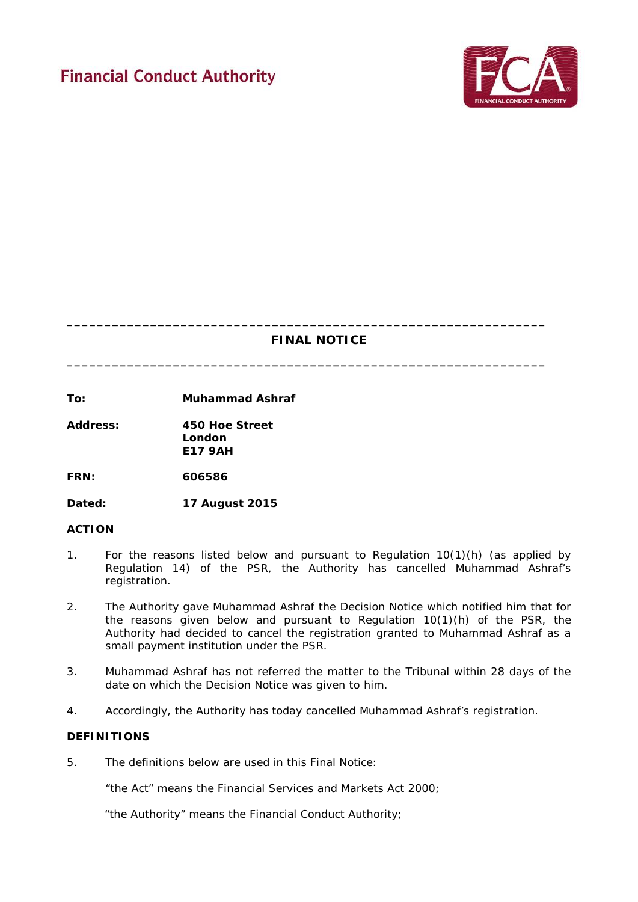Financial Conduct Authority

# FINAL NOTICE

**To:** **Muhammad Ashraf**

**Address:** **450 Hoe Street**
**London**
**E17 9AH**

**FRN:** **606586**

**Dated:** **17 August 2015**

## ACTION

1. For the reasons listed below and pursuant to Regulation 10(1)(h) (as applied by Regulation 14) of the PSR, the Authority has cancelled Muhammad Ashraf's registration.

2. The Authority gave Muhammad Ashraf the Decision Notice which notified him that for the reasons given below and pursuant to Regulation 10(1)(h) of the PSR, the Authority had decided to cancel the registration granted to Muhammad Ashraf as a small payment institution under the PSR.

3. Muhammad Ashraf has not referred the matter to the Tribunal within 28 days of the date on which the Decision Notice was given to him.

4. Accordingly, the Authority has today cancelled Muhammad Ashraf's registration.

## DEFINITIONS

5. The definitions below are used in this Final Notice:

   "the Act" means the Financial Services and Markets Act 2000;

   "the Authority" means the Financial Conduct Authority;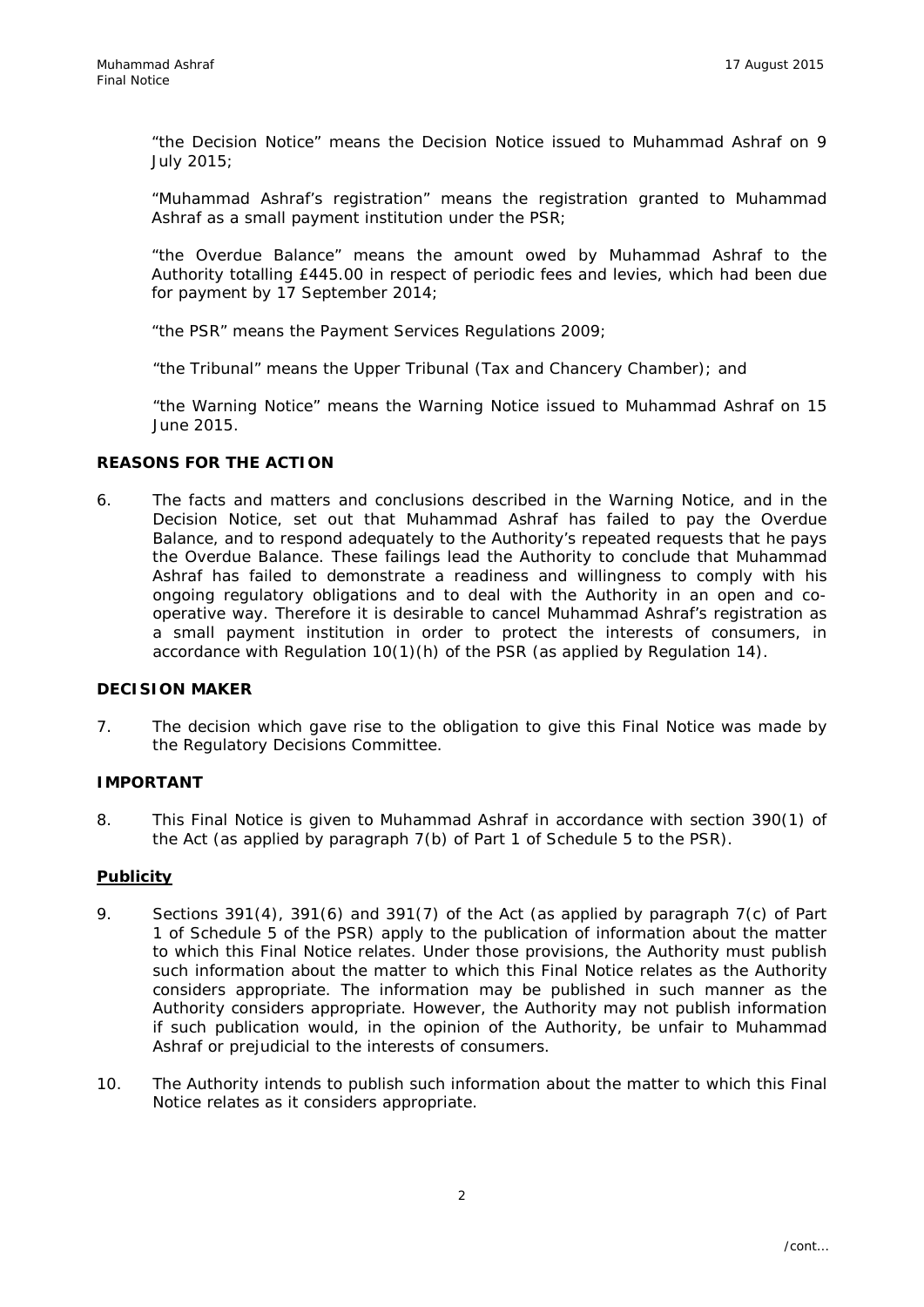"the Decision Notice" means the Decision Notice issued to Muhammad Ashraf on 9 July 2015;

"Muhammad Ashraf's registration" means the registration granted to Muhammad Ashraf as a small payment institution under the PSR;

"the Overdue Balance" means the amount owed by Muhammad Ashraf to the Authority totalling £445.00 in respect of periodic fees and levies, which had been due for payment by 17 September 2014;

"the PSR" means the Payment Services Regulations 2009;

"the Tribunal" means the Upper Tribunal (Tax and Chancery Chamber); and

"the Warning Notice" means the Warning Notice issued to Muhammad Ashraf on 15 June 2015.

## REASONS FOR THE ACTION

6. The facts and matters and conclusions described in the Warning Notice, and in the Decision Notice, set out that Muhammad Ashraf has failed to pay the Overdue Balance, and to respond adequately to the Authority's repeated requests that he pays the Overdue Balance. These failings lead the Authority to conclude that Muhammad Ashraf has failed to demonstrate a readiness and willingness to comply with his ongoing regulatory obligations and to deal with the Authority in an open and co-operative way. Therefore it is desirable to cancel Muhammad Ashraf's registration as a small payment institution in order to protect the interests of consumers, in accordance with Regulation 10(1)(h) of the PSR (as applied by Regulation 14).

## DECISION MAKER

7. The decision which gave rise to the obligation to give this Final Notice was made by the Regulatory Decisions Committee.

## IMPORTANT

8. This Final Notice is given to Muhammad Ashraf in accordance with section 390(1) of the Act (as applied by paragraph 7(b) of Part 1 of Schedule 5 to the PSR).

### Publicity

9. Sections 391(4), 391(6) and 391(7) of the Act (as applied by paragraph 7(c) of Part 1 of Schedule 5 of the PSR) apply to the publication of information about the matter to which this Final Notice relates. Under those provisions, the Authority must publish such information about the matter to which this Final Notice relates as the Authority considers appropriate. The information may be published in such manner as the Authority considers appropriate. However, the Authority may not publish information if such publication would, in the opinion of the Authority, be unfair to Muhammad Ashraf or prejudicial to the interests of consumers.

10. The Authority intends to publish such information about the matter to which this Final Notice relates as it considers appropriate.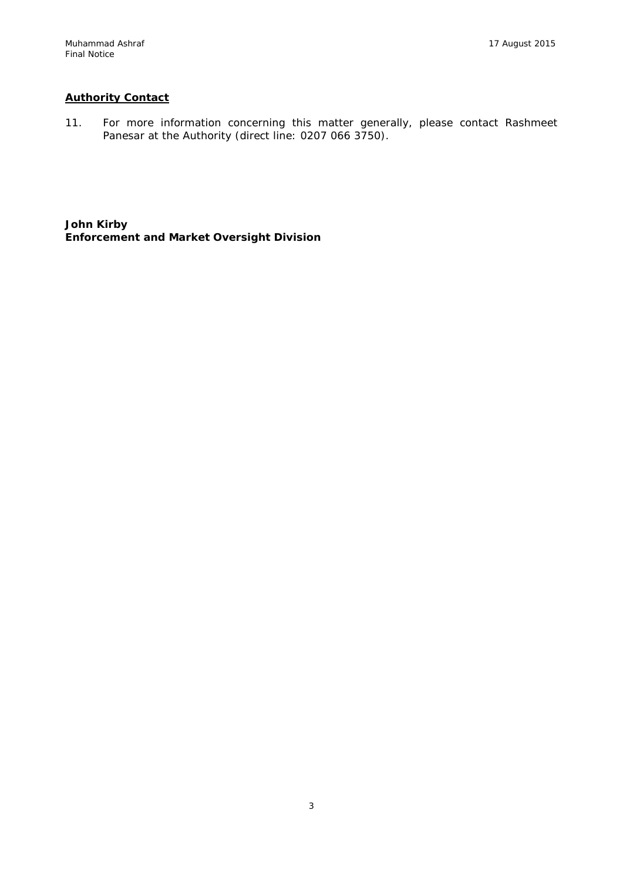**Authority Contact**

11. For more information concerning this matter generally, please contact Rashmeet Panesar at the Authority (direct line: 0207 066 3750).

**John Kirby**
**Enforcement and Market Oversight Division**